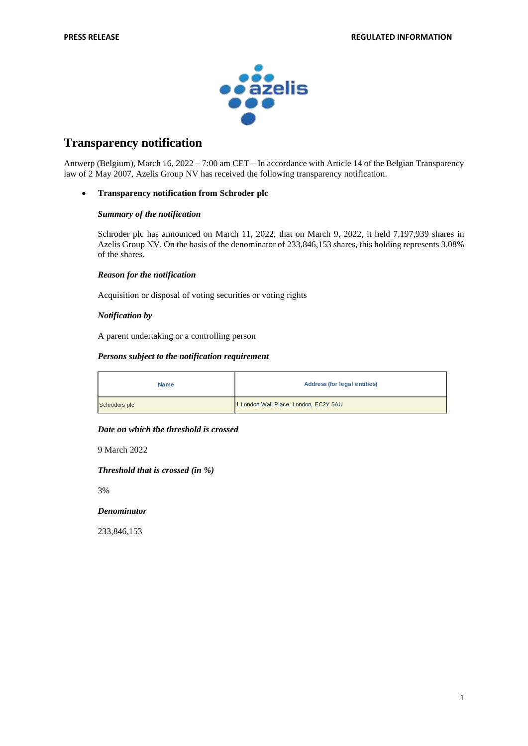**PRESS RELEASE** **REGULATED INFORMATION**

# Transparency notification

Antwerp (Belgium), March 16, 2022 – 7:00 am CET – In accordance with Article 14 of the Belgian Transparency law of 2 May 2007, Azelis Group NV has received the following transparency notification.

- **Transparency notification from Schroder plc**

***Summary of the notification***

Schroder plc has announced on March 11, 2022, that on March 9, 2022, it held 7,197,939 shares in Azelis Group NV. On the basis of the denominator of 233,846,153 shares, this holding represents 3.08% of the shares.

***Reason for the notification***

Acquisition or disposal of voting securities or voting rights

***Notification by***

A parent undertaking or a controlling person

***Persons subject to the notification requirement***

| Name | Address (for legal entities) |
|---|---|
| Schroders plc | 1 London Wall Place, London, EC2Y 5AU |

***Date on which the threshold is crossed***

9 March 2022

***Threshold that is crossed (in %)***

3%

***Denominator***

233,846,153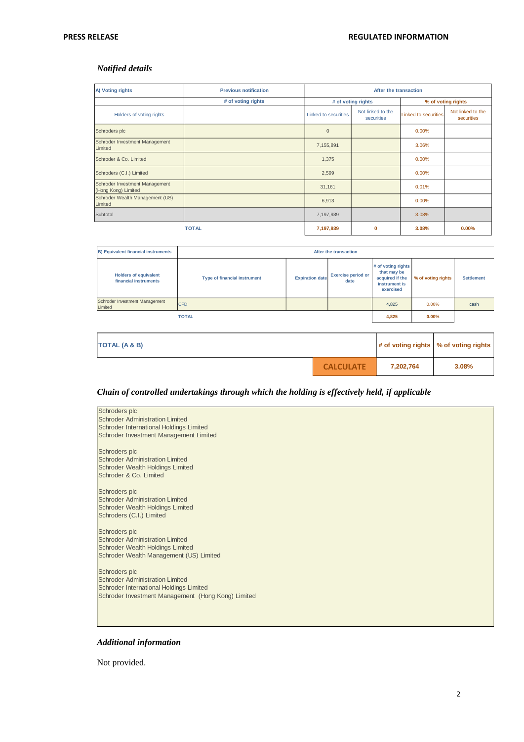### *Notified details*

| A) Voting rights | Previous notification | After the transaction | | | |
|---|---|---|---|---|---|
| | # of voting rights | # of voting rights | | % of voting rights | |
| Holders of voting rights | | Linked to securities | Not linked to the securities | Linked to securities | Not linked to the securities |
| Schroders plc | | 0 | | 0.00% | |
| Schroder Investment Management Limited | | 7,155,891 | | 3.06% | |
| Schroder & Co. Limited | | 1,375 | | 0.00% | |
| Schroders (C.I.) Limited | | 2,599 | | 0.00% | |
| Schroder Investment Management (Hong Kong) Limited | | 31,161 | | 0.01% | |
| Schroder Wealth Management (US) Limited | | 6,913 | | 0.00% | |
| Subtotal | | 7,197,939 | | 3.08% | |
| TOTAL | | 7,197,939 | 0 | 3.08% | 0.00% |

| B) Equivalent financial instruments | After the transaction | | | | | |
|---|---|---|---|---|---|---|
| Holders of equivalent financial instruments | Type of financial instrument | Expiration date | Exercise period or date | # of voting rights that may be acquired if the instrument is exercised | % of voting rights | Settlement |
| Schroder Investment Management Limited | CFD | | | 4,825 | 0.00% | cash |
| TOTAL | | | | 4,825 | 0.00% | |

| TOTAL (A & B) | # of voting rights | % of voting rights |
|---|---|---|
| CALCULATE | 7,202,764 | 3.08% |

### *Chain of controlled undertakings through which the holding is effectively held, if applicable*

Schroders plc
Schroder Administration Limited
Schroder International Holdings Limited
Schroder Investment Management Limited

Schroders plc
Schroder Administration Limited
Schroder Wealth Holdings Limited
Schroder & Co. Limited

Schroders plc
Schroder Administration Limited
Schroder Wealth Holdings Limited
Schroders (C.I.) Limited

Schroders plc
Schroder Administration Limited
Schroder Wealth Holdings Limited
Schroder Wealth Management (US) Limited

Schroders plc
Schroder Administration Limited
Schroder International Holdings Limited
Schroder Investment Management (Hong Kong) Limited

### *Additional information*

Not provided.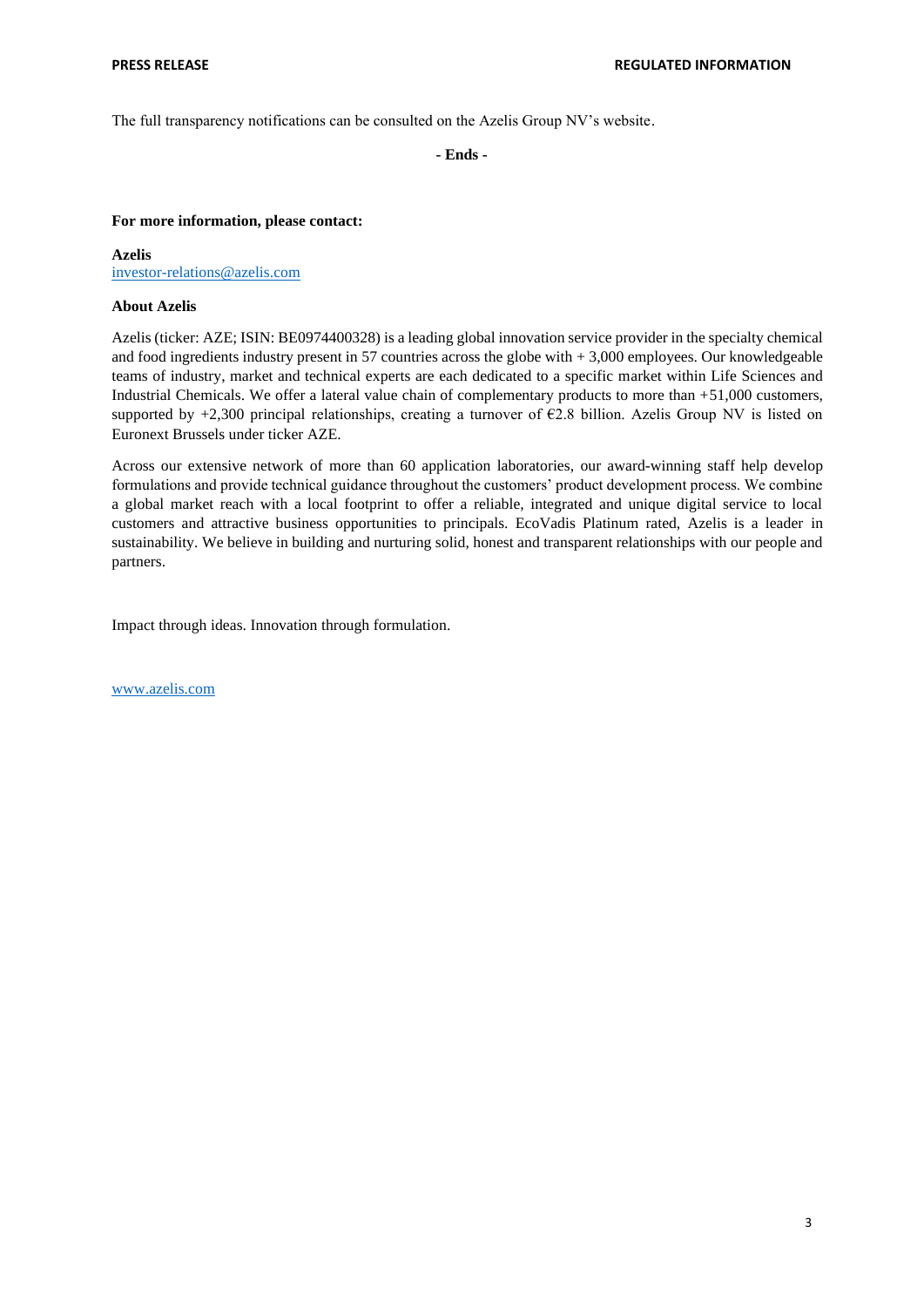The full transparency notifications can be consulted on the Azelis Group NV's website.

**- Ends -**

**For more information, please contact:**

**Azelis**
investor-relations@azelis.com

**About Azelis**

Azelis (ticker: AZE; ISIN: BE0974400328) is a leading global innovation service provider in the specialty chemical and food ingredients industry present in 57 countries across the globe with + 3,000 employees. Our knowledgeable teams of industry, market and technical experts are each dedicated to a specific market within Life Sciences and Industrial Chemicals. We offer a lateral value chain of complementary products to more than +51,000 customers, supported by +2,300 principal relationships, creating a turnover of €2.8 billion. Azelis Group NV is listed on Euronext Brussels under ticker AZE.

Across our extensive network of more than 60 application laboratories, our award-winning staff help develop formulations and provide technical guidance throughout the customers' product development process. We combine a global market reach with a local footprint to offer a reliable, integrated and unique digital service to local customers and attractive business opportunities to principals. EcoVadis Platinum rated, Azelis is a leader in sustainability. We believe in building and nurturing solid, honest and transparent relationships with our people and partners.

Impact through ideas. Innovation through formulation.

www.azelis.com